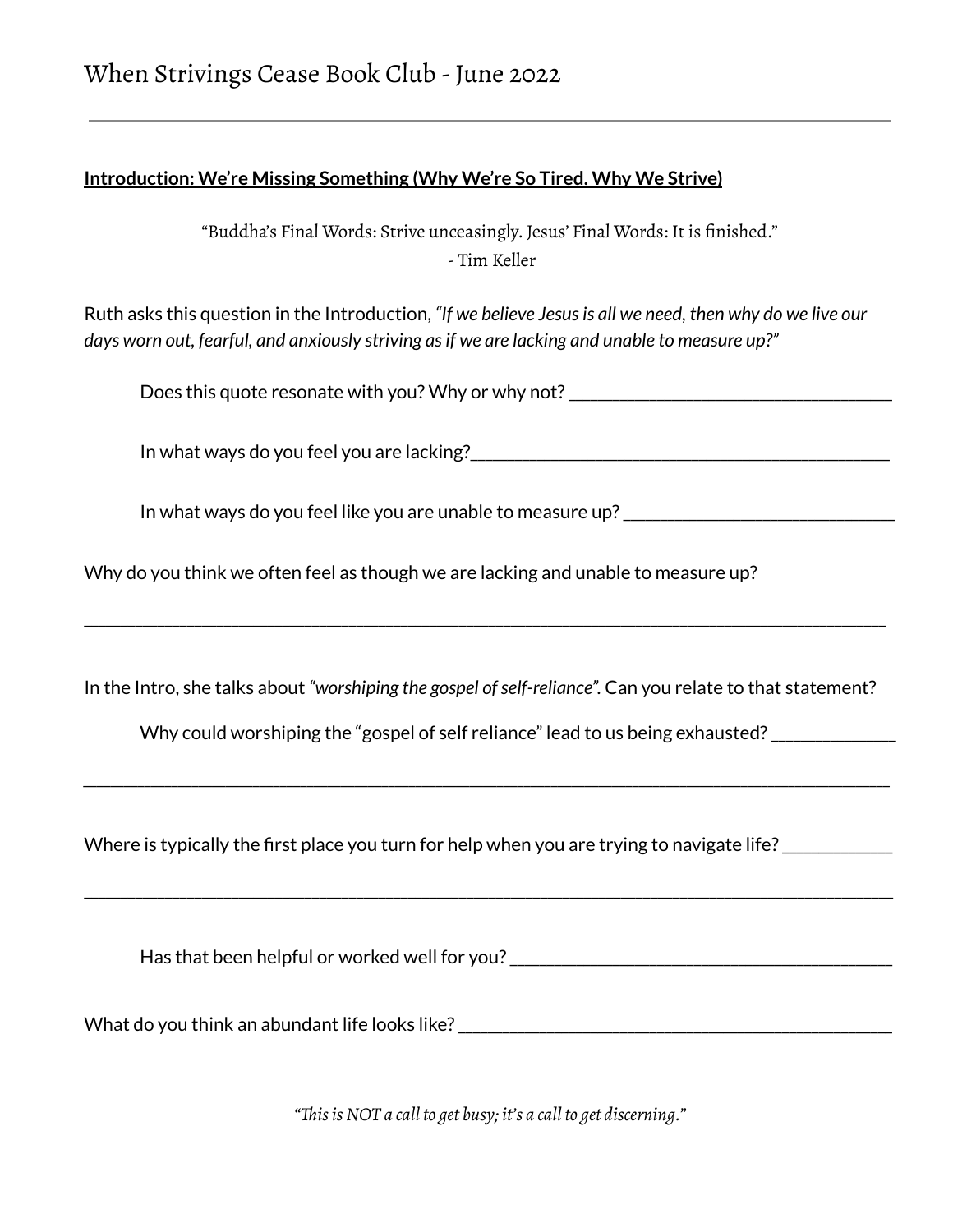# When Strivings Cease Book Club - June 2022

---

**Introduction: We're Missing Something (Why We're So Tired. Why We Strive)**

"Buddha's Final Words: Strive unceasingly. Jesus' Final Words: It is finished."
- Tim Keller

Ruth asks this question in the Introduction, *"If we believe Jesus is all we need, then why do we live our days worn out, fearful, and anxiously striving as if we are lacking and unable to measure up?"*

Does this quote resonate with you? Why or why not? ___________________________________

In what ways do you feel you are lacking?______________________________________________

In what ways do you feel like you are unable to measure up? ______________________________

Why do you think we often feel as though we are lacking and unable to measure up?

_____________________________________________________________________________________

In the Intro, she talks about *"worshiping the gospel of self-reliance"*. Can you relate to that statement?

Why could worshiping the "gospel of self reliance" lead to us being exhausted? _____________

_____________________________________________________________________________________

Where is typically the first place you turn for help when you are trying to navigate life? ____________

_____________________________________________________________________________________

Has that been helpful or worked well for you? __________________________________________

What do you think an abundant life looks like? __________________________________________

*"This is NOT a call to get busy; it's a call to get discerning."*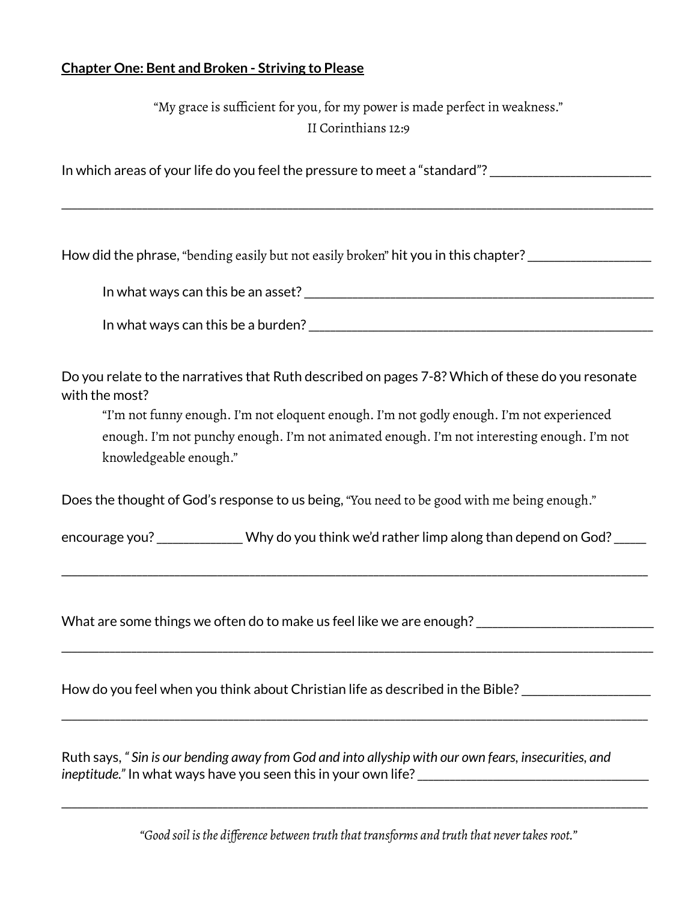**Chapter One: Bent and Broken - Striving to Please**

"My grace is sufficient for you, for my power is made perfect in weakness."
II Corinthians 12:9

In which areas of your life do you feel the pressure to meet a "standard"? ________________________

________________________________________________________________________________________

How did the phrase, "bending easily but not easily broken" hit you in this chapter? __________________

In what ways can this be an asset? ______________________________________________________

In what ways can this be a burden? _____________________________________________________

Do you relate to the narratives that Ruth described on pages 7-8? Which of these do you resonate with the most?

> "I'm not funny enough. I'm not eloquent enough. I'm not godly enough. I'm not experienced enough. I'm not punchy enough. I'm not animated enough. I'm not interesting enough. I'm not knowledgeable enough."

Does the thought of God's response to us being, "You need to be good with me being enough."

encourage you? _____________ Why do you think we'd rather limp along than depend on God? _____

________________________________________________________________________________________

What are some things we often do to make us feel like we are enough? ___________________________

________________________________________________________________________________________

How do you feel when you think about Christian life as described in the Bible? ___________________

________________________________________________________________________________________

Ruth says, "*Sin is our bending away from God and into allyship with our own fears, insecurities, and ineptitude.*" In what ways have you seen this in your own life? ___________________________________

________________________________________________________________________________________

*"Good soil is the difference between truth that transforms and truth that never takes root."*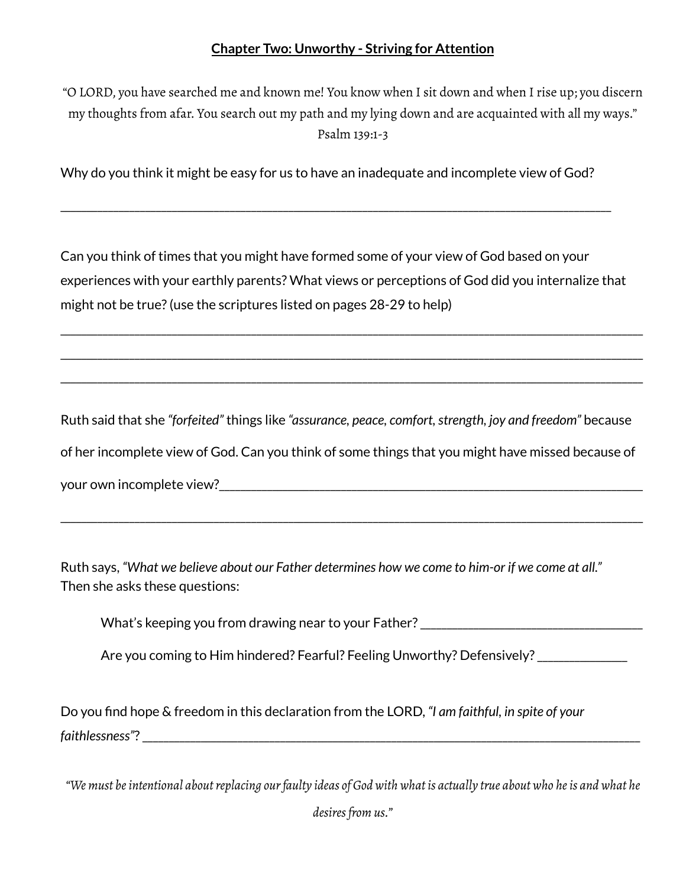## **Chapter Two: Unworthy - Striving for Attention**

"O LORD, you have searched me and known me! You know when I sit down and when I rise up; you discern my thoughts from afar. You search out my path and my lying down and are acquainted with all my ways." Psalm 139:1-3

Why do you think it might be easy for us to have an inadequate and incomplete view of God?

______________________________________________________________________________

Can you think of times that you might have formed some of your view of God based on your experiences with your earthly parents? What views or perceptions of God did you internalize that might not be true? (use the scriptures listed on pages 28-29 to help)

______________________________________________________________________________

______________________________________________________________________________

______________________________________________________________________________

Ruth said that she *"forfeited"* things like *"assurance, peace, comfort, strength, joy and freedom"* because of her incomplete view of God. Can you think of some things that you might have missed because of your own incomplete view?______________________________________________________

______________________________________________________________________________

Ruth says, *"What we believe about our Father determines how we come to him-or if we come at all."* Then she asks these questions:

What's keeping you from drawing near to your Father? ____________________________

Are you coming to Him hindered? Fearful? Feeling Unworthy? Defensively? ____________

Do you find hope & freedom in this declaration from the LORD, *"I am faithful, in spite of your faithlessness"*? ____________________________________________________________________

*"We must be intentional about replacing our faulty ideas of God with what is actually true about who he is and what he desires from us."*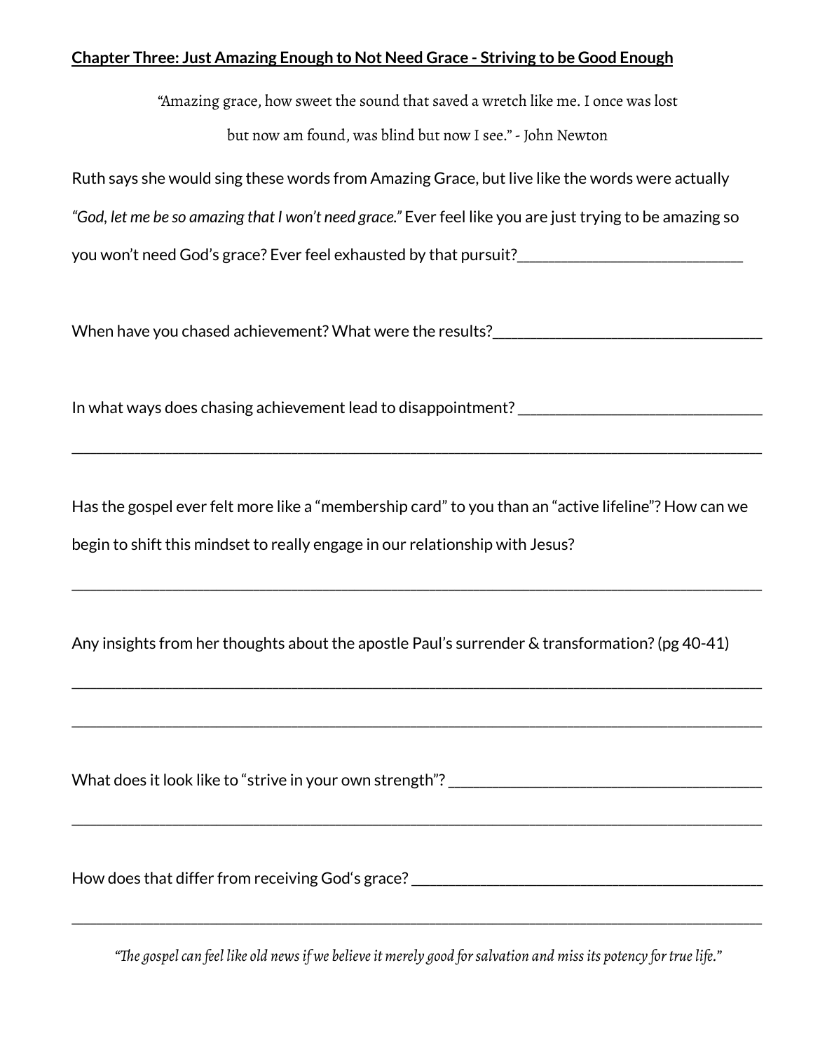**Chapter Three: Just Amazing Enough to Not Need Grace - Striving to be Good Enough**

"Amazing grace, how sweet the sound that saved a wretch like me. I once was lost but now am found, was blind but now I see." - John Newton

Ruth says she would sing these words from Amazing Grace, but live like the words were actually *"God, let me be so amazing that I won't need grace."* Ever feel like you are just trying to be amazing so you won't need God's grace? Ever feel exhausted by that pursuit?____________________________

When have you chased achievement? What were the results?__________________________________

In what ways does chasing achievement lead to disappointment? ______________________________

_____________________________________________________________________________________

Has the gospel ever felt more like a "membership card" to you than an "active lifeline"? How can we begin to shift this mindset to really engage in our relationship with Jesus?

_____________________________________________________________________________________

Any insights from her thoughts about the apostle Paul's surrender & transformation? (pg 40-41)

_____________________________________________________________________________________

_____________________________________________________________________________________

What does it look like to "strive in your own strength"? ________________________________________

_____________________________________________________________________________________

How does that differ from receiving God's grace? _____________________________________________

_____________________________________________________________________________________

*"The gospel can feel like old news if we believe it merely good for salvation and miss its potency for true life."*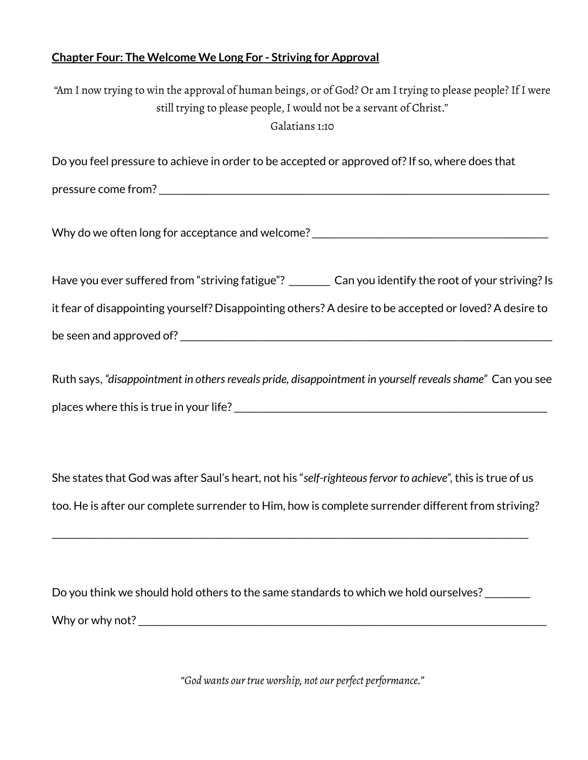**Chapter Four: The Welcome We Long For - Striving for Approval**

"Am I now trying to win the approval of human beings, or of God? Or am I trying to please people? If I were still trying to please people, I would not be a servant of Christ."
Galatians 1:10

Do you feel pressure to achieve in order to be accepted or approved of? If so, where does that pressure come from? ___________________________________________________________________________

Why do we often long for acceptance and welcome? __________________________________________

Have you ever suffered from "striving fatigue"? _______ Can you identify the root of your striving? Is it fear of disappointing yourself? Disappointing others? A desire to be accepted or loved? A desire to be seen and approved of? ____________________________________________________________________

Ruth says, *"disappointment in others reveals pride, disappointment in yourself reveals shame"* Can you see places where this is true in your life? __________________________________________________________

She states that God was after Saul's heart, not his "*self-righteous fervor to achieve*", this is true of us too. He is after our complete surrender to Him, how is complete surrender different from striving?

_____________________________________________________________________________________

Do you think we should hold others to the same standards to which we hold ourselves? ________
Why or why not? ____________________________________________________________________________

*"God wants our true worship, not our perfect performance."*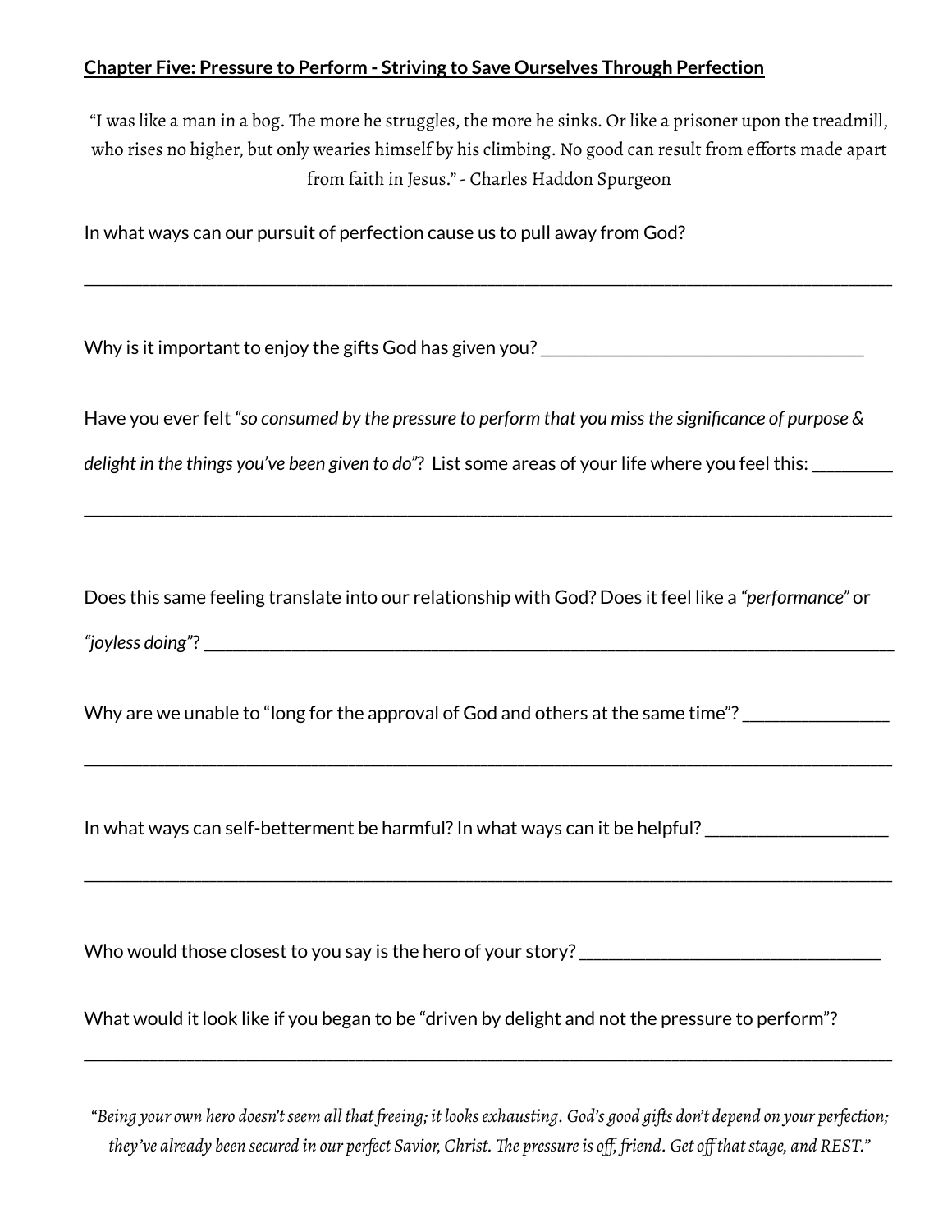**Chapter Five: Pressure to Perform - Striving to Save Ourselves Through Perfection**

"I was like a man in a bog. The more he struggles, the more he sinks. Or like a prisoner upon the treadmill, who rises no higher, but only wearies himself by his climbing. No good can result from efforts made apart from faith in Jesus." - Charles Haddon Spurgeon

In what ways can our pursuit of perfection cause us to pull away from God?

______________________________________________________________________________

Why is it important to enjoy the gifts God has given you? ______________________________

Have you ever felt *"so consumed by the pressure to perform that you miss the significance of purpose & delight in the things you've been given to do"*? List some areas of your life where you feel this: ________

______________________________________________________________________________

Does this same feeling translate into our relationship with God? Does it feel like a *"performance"* or *"joyless doing"*? ______________________________________________________________________

Why are we unable to "long for the approval of God and others at the same time"? _______________

______________________________________________________________________________

In what ways can self-betterment be harmful? In what ways can it be helpful? ___________________

______________________________________________________________________________

Who would those closest to you say is the hero of your story? ________________________________

What would it look like if you began to be "driven by delight and not the pressure to perform"?

______________________________________________________________________________

*"Being your own hero doesn't seem all that freeing; it looks exhausting. God's good gifts don't depend on your perfection; they've already been secured in our perfect Savior, Christ. The pressure is off, friend. Get off that stage, and REST."*